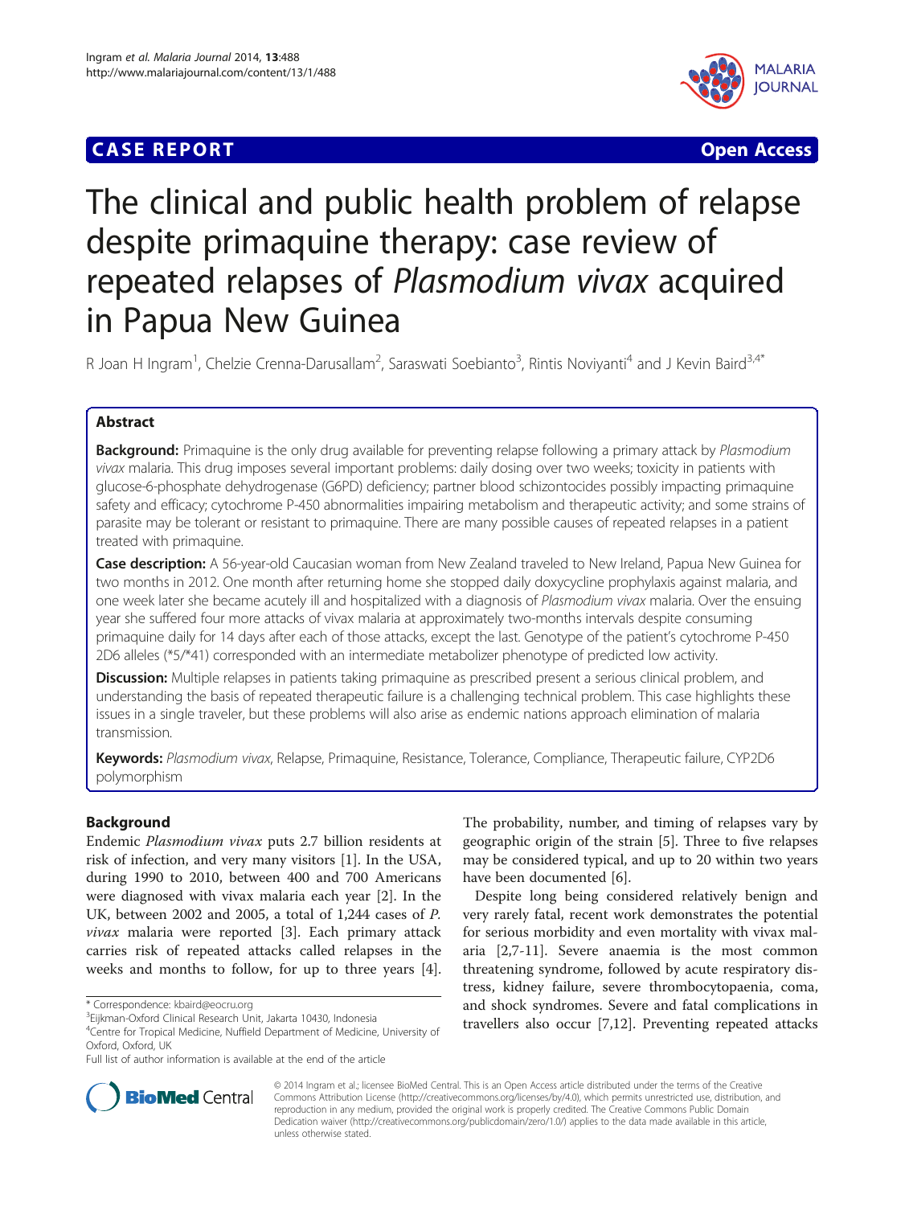CASE REPORT Open Access

# The clinical and public health problem of relapse despite primaquine therapy: case review of repeated relapses of *Plasmodium vivax* acquired in Papua New Guinea

R Joan H Ingram[1], Chelzie Crenna-Darusallam[2], Saraswati Soebianto[3], Rintis Noviyanti[4] and J Kevin Baird[3,4*]

## Abstract

**Background:** Primaquine is the only drug available for preventing relapse following a primary attack by *Plasmodium vivax* malaria. This drug imposes several important problems: daily dosing over two weeks; toxicity in patients with glucose-6-phosphate dehydrogenase (G6PD) deficiency; partner blood schizontocides possibly impacting primaquine safety and efficacy; cytochrome P-450 abnormalities impairing metabolism and therapeutic activity; and some strains of parasite may be tolerant or resistant to primaquine. There are many possible causes of repeated relapses in a patient treated with primaquine.

**Case description:** A 56-year-old Caucasian woman from New Zealand traveled to New Ireland, Papua New Guinea for two months in 2012. One month after returning home she stopped daily doxycycline prophylaxis against malaria, and one week later she became acutely ill and hospitalized with a diagnosis of *Plasmodium vivax* malaria. Over the ensuing year she suffered four more attacks of vivax malaria at approximately two-months intervals despite consuming primaquine daily for 14 days after each of those attacks, except the last. Genotype of the patient's cytochrome P-450 2D6 alleles (*5/*41) corresponded with an intermediate metabolizer phenotype of predicted low activity.

**Discussion:** Multiple relapses in patients taking primaquine as prescribed present a serious clinical problem, and understanding the basis of repeated therapeutic failure is a challenging technical problem. This case highlights these issues in a single traveler, but these problems will also arise as endemic nations approach elimination of malaria transmission.

**Keywords:** *Plasmodium vivax*, Relapse, Primaquine, Resistance, Tolerance, Compliance, Therapeutic failure, CYP2D6 polymorphism

## Background

Endemic *Plasmodium vivax* puts 2.7 billion residents at risk of infection, and very many visitors [1]. In the USA, during 1990 to 2010, between 400 and 700 Americans were diagnosed with vivax malaria each year [2]. In the UK, between 2002 and 2005, a total of 1,244 cases of *P. vivax* malaria were reported [3]. Each primary attack carries risk of repeated attacks called relapses in the weeks and months to follow, for up to three years [4]. The probability, number, and timing of relapses vary by geographic origin of the strain [5]. Three to five relapses may be considered typical, and up to 20 within two years have been documented [6].

Despite long being considered relatively benign and very rarely fatal, recent work demonstrates the potential for serious morbidity and even mortality with vivax malaria [2,7-11]. Severe anaemia is the most common threatening syndrome, followed by acute respiratory distress, kidney failure, severe thrombocytopaenia, coma, and shock syndromes. Severe and fatal complications in travellers also occur [7,12]. Preventing repeated attacks

* Correspondence: kbaird@eocru.org
[3]Eijkman-Oxford Clinical Research Unit, Jakarta 10430, Indonesia
[4]Centre for Tropical Medicine, Nuffield Department of Medicine, University of Oxford, Oxford, UK
Full list of author information is available at the end of the article

© 2014 Ingram et al.; licensee BioMed Central. This is an Open Access article distributed under the terms of the Creative Commons Attribution License (http://creativecommons.org/licenses/by/4.0), which permits unrestricted use, distribution, and reproduction in any medium, provided the original work is properly credited. The Creative Commons Public Domain Dedication waiver (http://creativecommons.org/publicdomain/zero/1.0/) applies to the data made available in this article, unless otherwise stated.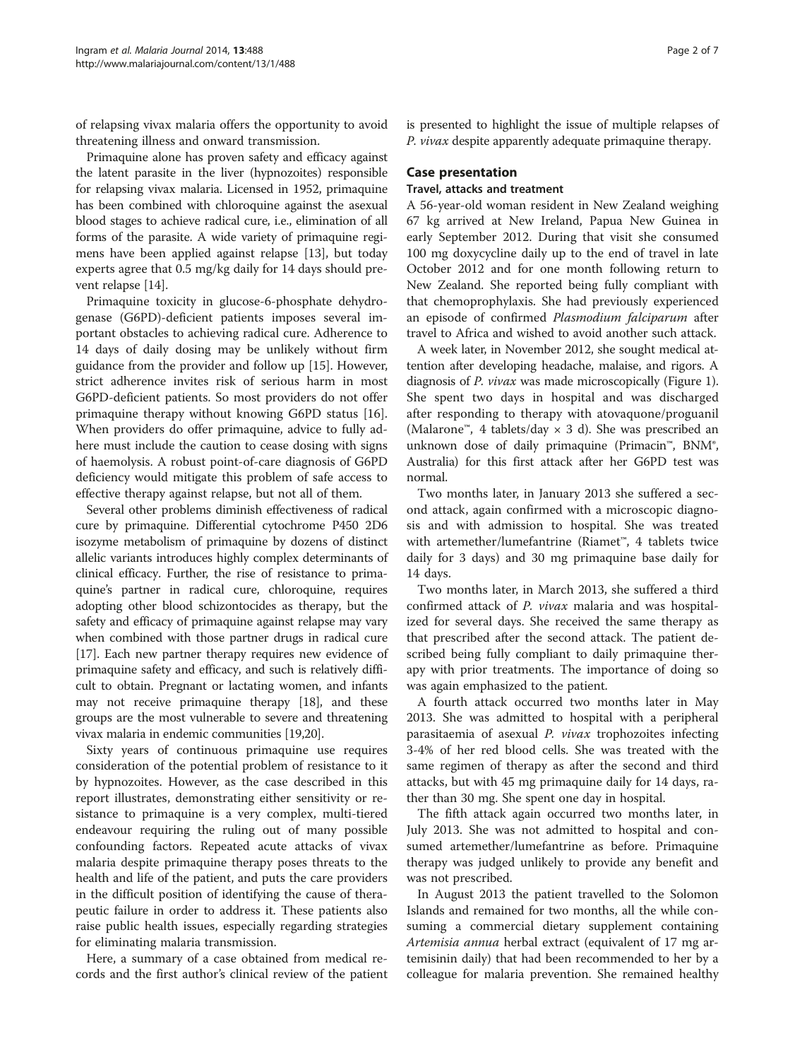of relapsing vivax malaria offers the opportunity to avoid threatening illness and onward transmission.

Primaquine alone has proven safety and efficacy against the latent parasite in the liver (hypnozoites) responsible for relapsing vivax malaria. Licensed in 1952, primaquine has been combined with chloroquine against the asexual blood stages to achieve radical cure, i.e., elimination of all forms of the parasite. A wide variety of primaquine regimens have been applied against relapse [13], but today experts agree that 0.5 mg/kg daily for 14 days should prevent relapse [14].

Primaquine toxicity in glucose-6-phosphate dehydrogenase (G6PD)-deficient patients imposes several important obstacles to achieving radical cure. Adherence to 14 days of daily dosing may be unlikely without firm guidance from the provider and follow up [15]. However, strict adherence invites risk of serious harm in most G6PD-deficient patients. So most providers do not offer primaquine therapy without knowing G6PD status [16]. When providers do offer primaquine, advice to fully adhere must include the caution to cease dosing with signs of haemolysis. A robust point-of-care diagnosis of G6PD deficiency would mitigate this problem of safe access to effective therapy against relapse, but not all of them.

Several other problems diminish effectiveness of radical cure by primaquine. Differential cytochrome P450 2D6 isozyme metabolism of primaquine by dozens of distinct allelic variants introduces highly complex determinants of clinical efficacy. Further, the rise of resistance to primaquine's partner in radical cure, chloroquine, requires adopting other blood schizontocides as therapy, but the safety and efficacy of primaquine against relapse may vary when combined with those partner drugs in radical cure [17]. Each new partner therapy requires new evidence of primaquine safety and efficacy, and such is relatively difficult to obtain. Pregnant or lactating women, and infants may not receive primaquine therapy [18], and these groups are the most vulnerable to severe and threatening vivax malaria in endemic communities [19,20].

Sixty years of continuous primaquine use requires consideration of the potential problem of resistance to it by hypnozoites. However, as the case described in this report illustrates, demonstrating either sensitivity or resistance to primaquine is a very complex, multi-tiered endeavour requiring the ruling out of many possible confounding factors. Repeated acute attacks of vivax malaria despite primaquine therapy poses threats to the health and life of the patient, and puts the care providers in the difficult position of identifying the cause of therapeutic failure in order to address it. These patients also raise public health issues, especially regarding strategies for eliminating malaria transmission.

Here, a summary of a case obtained from medical records and the first author's clinical review of the patient is presented to highlight the issue of multiple relapses of *P. vivax* despite apparently adequate primaquine therapy.

## Case presentation

### Travel, attacks and treatment

A 56-year-old woman resident in New Zealand weighing 67 kg arrived at New Ireland, Papua New Guinea in early September 2012. During that visit she consumed 100 mg doxycycline daily up to the end of travel in late October 2012 and for one month following return to New Zealand. She reported being fully compliant with that chemoprophylaxis. She had previously experienced an episode of confirmed *Plasmodium falciparum* after travel to Africa and wished to avoid another such attack.

A week later, in November 2012, she sought medical attention after developing headache, malaise, and rigors. A diagnosis of *P. vivax* was made microscopically (Figure 1). She spent two days in hospital and was discharged after responding to therapy with atovaquone/proguanil (Malarone™, 4 tablets/day × 3 d). She was prescribed an unknown dose of daily primaquine (Primacin™, BNM®, Australia) for this first attack after her G6PD test was normal.

Two months later, in January 2013 she suffered a second attack, again confirmed with a microscopic diagnosis and with admission to hospital. She was treated with artemether/lumefantrine (Riamet™, 4 tablets twice daily for 3 days) and 30 mg primaquine base daily for 14 days.

Two months later, in March 2013, she suffered a third confirmed attack of *P. vivax* malaria and was hospitalized for several days. She received the same therapy as that prescribed after the second attack. The patient described being fully compliant to daily primaquine therapy with prior treatments. The importance of doing so was again emphasized to the patient.

A fourth attack occurred two months later in May 2013. She was admitted to hospital with a peripheral parasitaemia of asexual *P. vivax* trophozoites infecting 3-4% of her red blood cells. She was treated with the same regimen of therapy as after the second and third attacks, but with 45 mg primaquine daily for 14 days, rather than 30 mg. She spent one day in hospital.

The fifth attack again occurred two months later, in July 2013. She was not admitted to hospital and consumed artemether/lumefantrine as before. Primaquine therapy was judged unlikely to provide any benefit and was not prescribed.

In August 2013 the patient travelled to the Solomon Islands and remained for two months, all the while consuming a commercial dietary supplement containing *Artemisia annua* herbal extract (equivalent of 17 mg artemisinin daily) that had been recommended to her by a colleague for malaria prevention. She remained healthy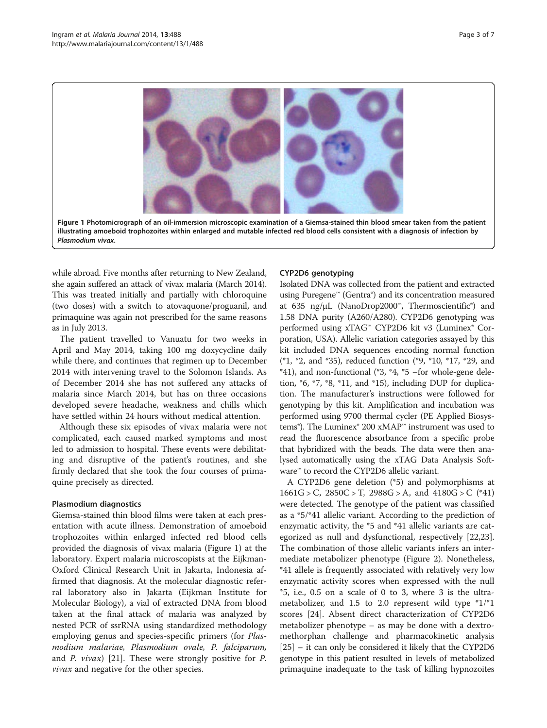Figure 1 Photomicrograph of an oil-immersion microscopic examination of a Giemsa-stained thin blood smear taken from the patient illustrating amoeboid trophozoites within enlarged and mutable infected red blood cells consistent with a diagnosis of infection by *Plasmodium vivax*.

while abroad. Five months after returning to New Zealand, she again suffered an attack of vivax malaria (March 2014). This was treated initially and partially with chloroquine (two doses) with a switch to atovaquone/proguanil, and primaquine was again not prescribed for the same reasons as in July 2013.

The patient travelled to Vanuatu for two weeks in April and May 2014, taking 100 mg doxycycline daily while there, and continues that regimen up to December 2014 with intervening travel to the Solomon Islands. As of December 2014 she has not suffered any attacks of malaria since March 2014, but has on three occasions developed severe headache, weakness and chills which have settled within 24 hours without medical attention.

Although these six episodes of vivax malaria were not complicated, each caused marked symptoms and most led to admission to hospital. These events were debilitating and disruptive of the patient's routines, and she firmly declared that she took the four courses of primaquine precisely as directed.

### Plasmodium diagnostics

Giemsa-stained thin blood films were taken at each presentation with acute illness. Demonstration of amoeboid trophozoites within enlarged infected red blood cells provided the diagnosis of vivax malaria (Figure 1) at the laboratory. Expert malaria microscopists at the Eijkman-Oxford Clinical Research Unit in Jakarta, Indonesia affirmed that diagnosis. At the molecular diagnostic referral laboratory also in Jakarta (Eijkman Institute for Molecular Biology), a vial of extracted DNA from blood taken at the final attack of malaria was analyzed by nested PCR of ssrRNA using standardized methodology employing genus and species-specific primers (for *Plasmodium malariae, Plasmodium ovale, P. falciparum,* and *P. vivax*) [21]. These were strongly positive for *P. vivax* and negative for the other species.

### CYP2D6 genotyping

Isolated DNA was collected from the patient and extracted using Puregene™ (Gentra®) and its concentration measured at 635 ng/μL (NanoDrop2000™, Thermoscientific®) and 1.58 DNA purity (A260/A280). CYP2D6 genotyping was performed using xTAG™ CYP2D6 kit v3 (Luminex® Corporation, USA). Allelic variation categories assayed by this kit included DNA sequences encoding normal function (*1, *2, and *35), reduced function (*9, *10, *17, *29, and *41), and non-functional (*3, *4, *5 –for whole-gene deletion, *6, *7, *8, *11, and *15), including DUP for duplication. The manufacturer's instructions were followed for genotyping by this kit. Amplification and incubation was performed using 9700 thermal cycler (PE Applied Biosystems®). The Luminex® 200 xMAP™ instrument was used to read the fluorescence absorbance from a specific probe that hybridized with the beads. The data were then analysed automatically using the xTAG Data Analysis Software™ to record the CYP2D6 allelic variant.

A CYP2D6 gene deletion (*5) and polymorphisms at 1661G > C, 2850C > T, 2988G > A, and 4180G > C (*41) were detected. The genotype of the patient was classified as a *5/*41 allelic variant. According to the prediction of enzymatic activity, the *5 and *41 allelic variants are categorized as null and dysfunctional, respectively [22,23]. The combination of those allelic variants infers an intermediate metabolizer phenotype (Figure 2). Nonetheless, *41 allele is frequently associated with relatively very low enzymatic activity scores when expressed with the null *5, i.e., 0.5 on a scale of 0 to 3, where 3 is the ultra-metabolizer, and 1.5 to 2.0 represent wild type *1/*1 scores [24]. Absent direct characterization of CYP2D6 metabolizer phenotype – as may be done with a dextromethorphan challenge and pharmacokinetic analysis [25] – it can only be considered it likely that the CYP2D6 genotype in this patient resulted in levels of metabolized primaquine inadequate to the task of killing hypnozoites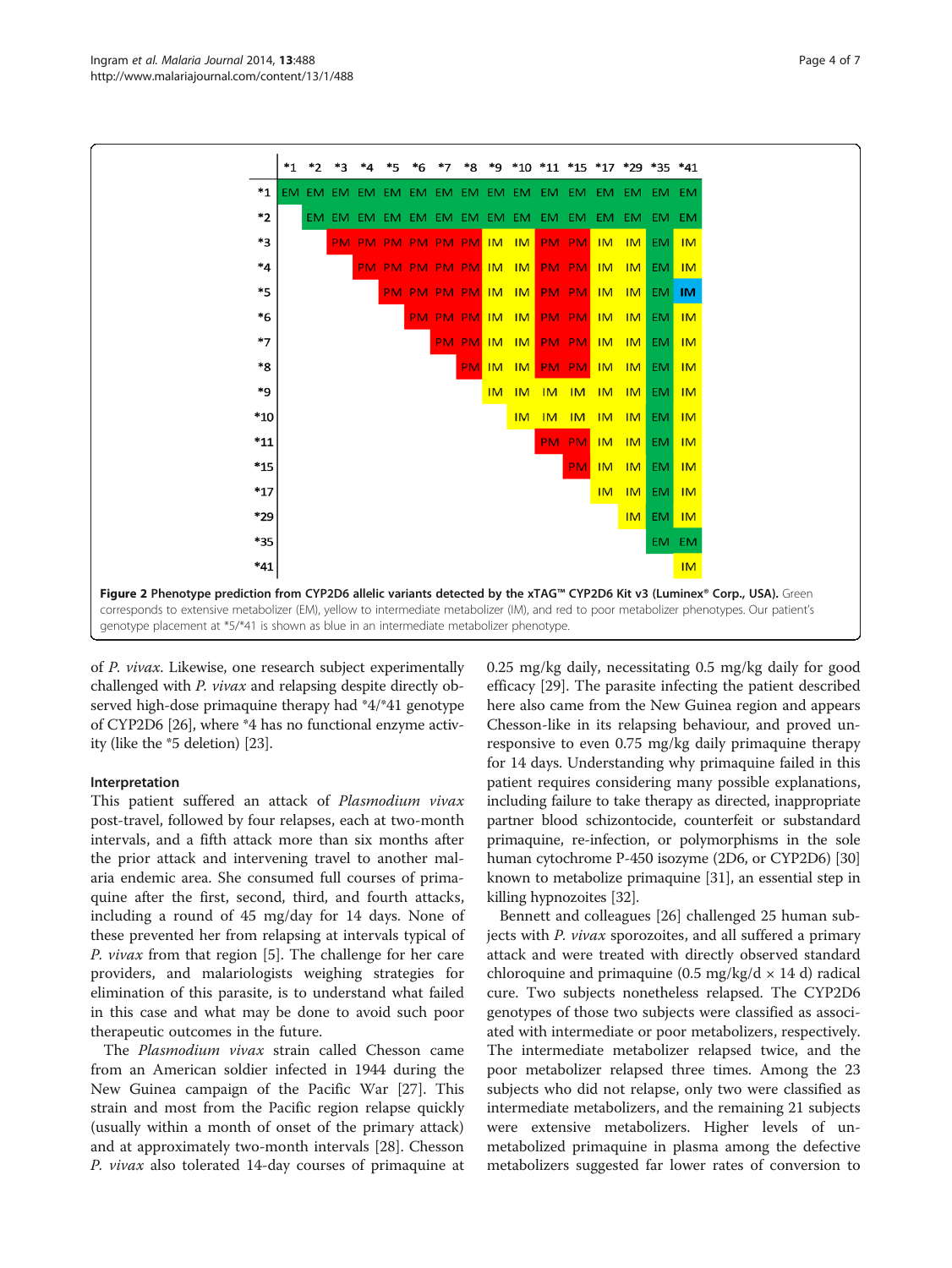| | *1 | *2 | *3 | *4 | *5 | *6 | *7 | *8 | *9 | *10 | *11 | *15 | *17 | *29 | *35 | *41 |
|---|---|---|---|---|---|---|---|---|---|---|---|---|---|---|---|---|
| *1 | EM | EM | EM | EM | EM | EM | EM | EM | EM | EM | EM | EM | EM | EM | EM | EM |
| *2 | | EM | EM | EM | EM | EM | EM | EM | EM | EM | EM | EM | EM | EM | EM | EM |
| *3 | | | PM | PM | PM | PM | PM | PM | IM | IM | PM | PM | IM | IM | EM | IM |
| *4 | | | | PM | PM | PM | PM | PM | IM | IM | PM | PM | IM | IM | EM | IM |
| *5 | | | | | PM | PM | PM | PM | IM | IM | PM | PM | IM | IM | EM | **IM** |
| *6 | | | | | | PM | PM | PM | IM | IM | PM | PM | IM | IM | EM | IM |
| *7 | | | | | | | PM | PM | IM | IM | PM | PM | IM | IM | EM | IM |
| *8 | | | | | | | | PM | IM | IM | PM | PM | IM | IM | EM | IM |
| *9 | | | | | | | | | IM | IM | IM | IM | IM | IM | EM | IM |
| *10 | | | | | | | | | | IM | IM | IM | IM | IM | EM | IM |
| *11 | | | | | | | | | | | PM | PM | IM | IM | EM | IM |
| *15 | | | | | | | | | | | | PM | IM | IM | EM | IM |
| *17 | | | | | | | | | | | | | IM | IM | EM | IM |
| *29 | | | | | | | | | | | | | | IM | EM | IM |
| *35 | | | | | | | | | | | | | | | EM | EM |
| *41 | | | | | | | | | | | | | | | | IM |

**Figure 2 Phenotype prediction from CYP2D6 allelic variants detected by the xTAG™ CYP2D6 Kit v3 (Luminex® Corp., USA).** Green corresponds to extensive metabolizer (EM), yellow to intermediate metabolizer (IM), and red to poor metabolizer phenotypes. Our patient's genotype placement at *5/*41 is shown as blue in an intermediate metabolizer phenotype.

of *P. vivax*. Likewise, one research subject experimentally challenged with *P. vivax* and relapsing despite directly observed high-dose primaquine therapy had *4/*41 genotype of CYP2D6 [26], where *4 has no functional enzyme activity (like the *5 deletion) [23].

### Interpretation

This patient suffered an attack of *Plasmodium vivax* post-travel, followed by four relapses, each at two-month intervals, and a fifth attack more than six months after the prior attack and intervening travel to another malaria endemic area. She consumed full courses of primaquine after the first, second, third, and fourth attacks, including a round of 45 mg/day for 14 days. None of these prevented her from relapsing at intervals typical of *P. vivax* from that region [5]. The challenge for her care providers, and malariologists weighing strategies for elimination of this parasite, is to understand what failed in this case and what may be done to avoid such poor therapeutic outcomes in the future.

The *Plasmodium vivax* strain called Chesson came from an American soldier infected in 1944 during the New Guinea campaign of the Pacific War [27]. This strain and most from the Pacific region relapse quickly (usually within a month of onset of the primary attack) and at approximately two-month intervals [28]. Chesson *P. vivax* also tolerated 14-day courses of primaquine at 0.25 mg/kg daily, necessitating 0.5 mg/kg daily for good efficacy [29]. The parasite infecting the patient described here also came from the New Guinea region and appears Chesson-like in its relapsing behaviour, and proved unresponsive to even 0.75 mg/kg daily primaquine therapy for 14 days. Understanding why primaquine failed in this patient requires considering many possible explanations, including failure to take therapy as directed, inappropriate partner blood schizontocide, counterfeit or substandard primaquine, re-infection, or polymorphisms in the sole human cytochrome P-450 isozyme (2D6, or CYP2D6) [30] known to metabolize primaquine [31], an essential step in killing hypnozoites [32].

Bennett and colleagues [26] challenged 25 human subjects with *P. vivax* sporozoites, and all suffered a primary attack and were treated with directly observed standard chloroquine and primaquine (0.5 mg/kg/d × 14 d) radical cure. Two subjects nonetheless relapsed. The CYP2D6 genotypes of those two subjects were classified as associated with intermediate or poor metabolizers, respectively. The intermediate metabolizer relapsed twice, and the poor metabolizer relapsed three times. Among the 23 subjects who did not relapse, only two were classified as intermediate metabolizers, and the remaining 21 subjects were extensive metabolizers. Higher levels of unmetabolized primaquine in plasma among the defective metabolizers suggested far lower rates of conversion to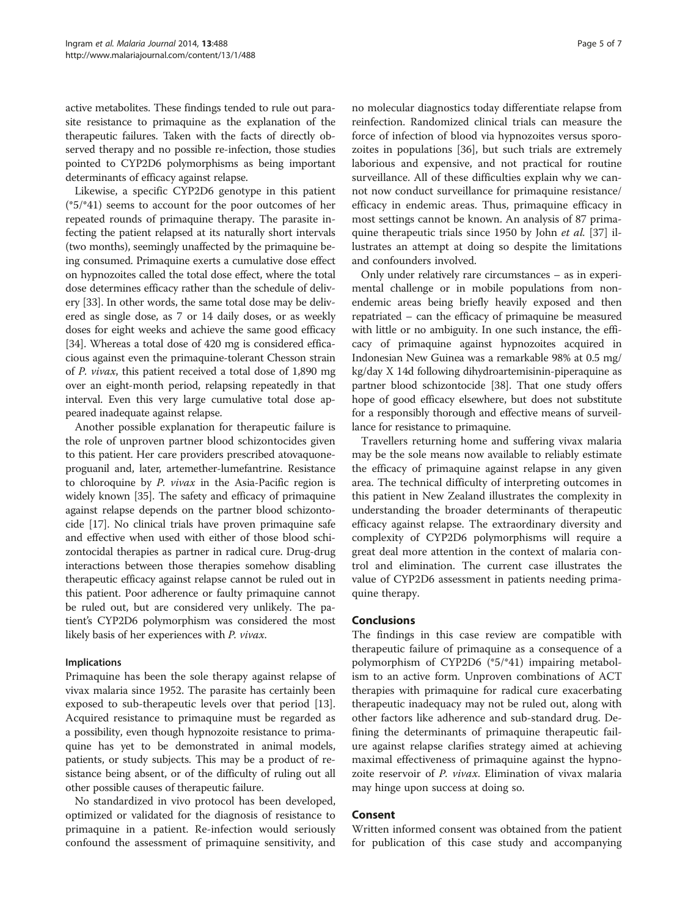active metabolites. These findings tended to rule out parasite resistance to primaquine as the explanation of the therapeutic failures. Taken with the facts of directly observed therapy and no possible re-infection, those studies pointed to CYP2D6 polymorphisms as being important determinants of efficacy against relapse.

Likewise, a specific CYP2D6 genotype in this patient (*5/*41) seems to account for the poor outcomes of her repeated rounds of primaquine therapy. The parasite infecting the patient relapsed at its naturally short intervals (two months), seemingly unaffected by the primaquine being consumed. Primaquine exerts a cumulative dose effect on hypnozoites called the total dose effect, where the total dose determines efficacy rather than the schedule of delivery [33]. In other words, the same total dose may be delivered as single dose, as 7 or 14 daily doses, or as weekly doses for eight weeks and achieve the same good efficacy [34]. Whereas a total dose of 420 mg is considered efficacious against even the primaquine-tolerant Chesson strain of *P. vivax*, this patient received a total dose of 1,890 mg over an eight-month period, relapsing repeatedly in that interval. Even this very large cumulative total dose appeared inadequate against relapse.

Another possible explanation for therapeutic failure is the role of unproven partner blood schizontocides given to this patient. Her care providers prescribed atovaquone-proguanil and, later, artemether-lumefantrine. Resistance to chloroquine by *P. vivax* in the Asia-Pacific region is widely known [35]. The safety and efficacy of primaquine against relapse depends on the partner blood schizontocide [17]. No clinical trials have proven primaquine safe and effective when used with either of those blood schizontocidal therapies as partner in radical cure. Drug-drug interactions between those therapies somehow disabling therapeutic efficacy against relapse cannot be ruled out in this patient. Poor adherence or faulty primaquine cannot be ruled out, but are considered very unlikely. The patient's CYP2D6 polymorphism was considered the most likely basis of her experiences with *P. vivax*.

### Implications

Primaquine has been the sole therapy against relapse of vivax malaria since 1952. The parasite has certainly been exposed to sub-therapeutic levels over that period [13]. Acquired resistance to primaquine must be regarded as a possibility, even though hypnozoite resistance to primaquine has yet to be demonstrated in animal models, patients, or study subjects. This may be a product of resistance being absent, or of the difficulty of ruling out all other possible causes of therapeutic failure.

No standardized in vivo protocol has been developed, optimized or validated for the diagnosis of resistance to primaquine in a patient. Re-infection would seriously confound the assessment of primaquine sensitivity, and no molecular diagnostics today differentiate relapse from reinfection. Randomized clinical trials can measure the force of infection of blood via hypnozoites versus sporozoites in populations [36], but such trials are extremely laborious and expensive, and not practical for routine surveillance. All of these difficulties explain why we cannot now conduct surveillance for primaquine resistance/efficacy in endemic areas. Thus, primaquine efficacy in most settings cannot be known. An analysis of 87 primaquine therapeutic trials since 1950 by John *et al.* [37] illustrates an attempt at doing so despite the limitations and confounders involved.

Only under relatively rare circumstances – as in experimental challenge or in mobile populations from non-endemic areas being briefly heavily exposed and then repatriated – can the efficacy of primaquine be measured with little or no ambiguity. In one such instance, the efficacy of primaquine against hypnozoites acquired in Indonesian New Guinea was a remarkable 98% at 0.5 mg/kg/day X 14d following dihydroartemisinin-piperaquine as partner blood schizontocide [38]. That one study offers hope of good efficacy elsewhere, but does not substitute for a responsibly thorough and effective means of surveillance for resistance to primaquine.

Travellers returning home and suffering vivax malaria may be the sole means now available to reliably estimate the efficacy of primaquine against relapse in any given area. The technical difficulty of interpreting outcomes in this patient in New Zealand illustrates the complexity in understanding the broader determinants of therapeutic efficacy against relapse. The extraordinary diversity and complexity of CYP2D6 polymorphisms will require a great deal more attention in the context of malaria control and elimination. The current case illustrates the value of CYP2D6 assessment in patients needing primaquine therapy.

## Conclusions

The findings in this case review are compatible with therapeutic failure of primaquine as a consequence of a polymorphism of CYP2D6 (*5/*41) impairing metabolism to an active form. Unproven combinations of ACT therapies with primaquine for radical cure exacerbating therapeutic inadequacy may not be ruled out, along with other factors like adherence and sub-standard drug. Defining the determinants of primaquine therapeutic failure against relapse clarifies strategy aimed at achieving maximal effectiveness of primaquine against the hypnozoite reservoir of *P. vivax*. Elimination of vivax malaria may hinge upon success at doing so.

## Consent

Written informed consent was obtained from the patient for publication of this case study and accompanying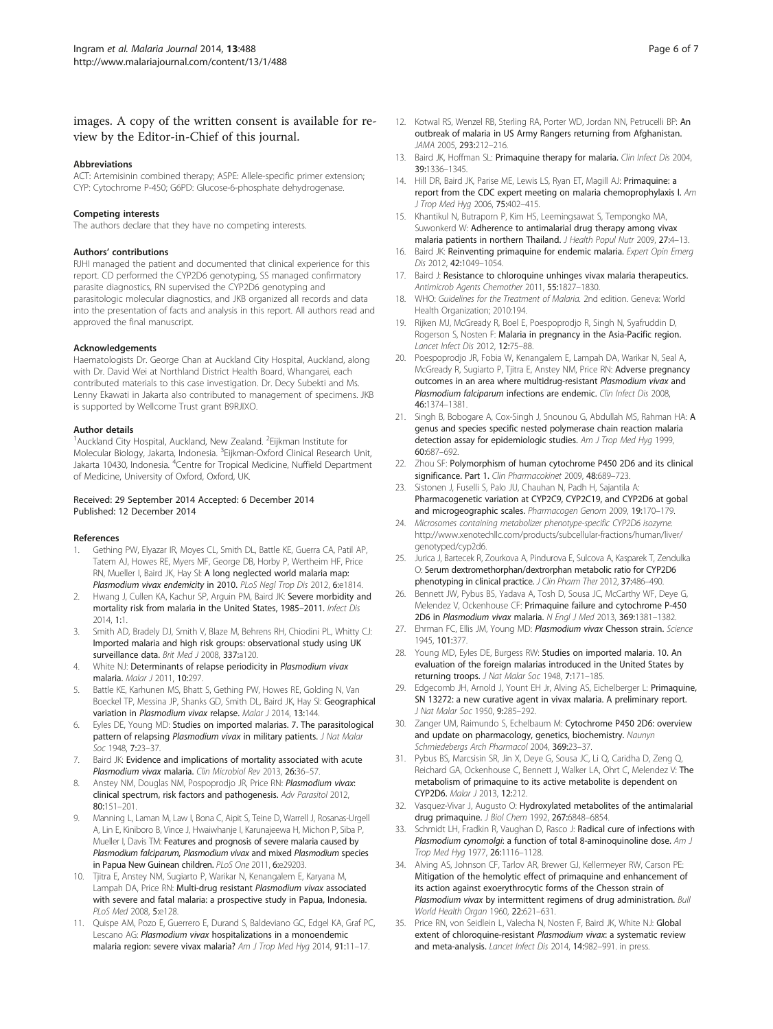images. A copy of the written consent is available for review by the Editor-in-Chief of this journal.

#### Abbreviations

ACT: Artemisinin combined therapy; ASPE: Allele-specific primer extension; CYP: Cytochrome P-450; G6PD: Glucose-6-phosphate dehydrogenase.

#### Competing interests

The authors declare that they have no competing interests.

#### Authors' contributions

RJHI managed the patient and documented that clinical experience for this report. CD performed the CYP2D6 genotyping, SS managed confirmatory parasite diagnostics, RN supervised the CYP2D6 genotyping and parasitologic molecular diagnostics, and JKB organized all records and data into the presentation of facts and analysis in this report. All authors read and approved the final manuscript.

#### Acknowledgements

Haematologists Dr. George Chan at Auckland City Hospital, Auckland, along with Dr. David Wei at Northland District Health Board, Whangarei, each contributed materials to this case investigation. Dr. Decy Subekti and Ms. Lenny Ekawati in Jakarta also contributed to management of specimens. JKB is supported by Wellcome Trust grant B9RJIXO.

#### Author details

[1]Auckland City Hospital, Auckland, New Zealand. [2]Eijkman Institute for Molecular Biology, Jakarta, Indonesia. [3]Eijkman-Oxford Clinical Research Unit, Jakarta 10430, Indonesia. [4]Centre for Tropical Medicine, Nuffield Department of Medicine, University of Oxford, Oxford, UK.

Received: 29 September 2014 Accepted: 6 December 2014
Published: 12 December 2014

#### References

1. Gething PW, Elyazar IR, Moyes CL, Smith DL, Battle KE, Guerra CA, Patil AP, Tatem AJ, Howes RE, Myers MF, George DB, Horby P, Wertheim HF, Price RN, Mueller I, Baird JK, Hay SI: **A long neglected world malaria map: *Plasmodium vivax* endemicity in 2010.** *PLoS Negl Trop Dis* 2012, **6:**e1814.
2. Hwang J, Cullen KA, Kachur SP, Arguin PM, Baird JK: **Severe morbidity and mortality risk from malaria in the United States, 1985–2011.** *Infect Dis* 2014, **1:**1.
3. Smith AD, Bradely DJ, Smith V, Blaze M, Behrens RH, Chiodini PL, Whitty CJ: **Imported malaria and high risk groups: observational study using UK surveillance data.** *Brit Med J* 2008, **337:**a120.
4. White NJ: **Determinants of relapse periodicity in *Plasmodium vivax* malaria.** *Malar J* 2011, **10:**297.
5. Battle KE, Karhunen MS, Bhatt S, Gething PW, Howes RE, Golding N, Van Boeckel TP, Messina JP, Shanks GD, Smith DL, Baird JK, Hay SI: **Geographical variation in *Plasmodium vivax* relapse.** *Malar J* 2014, **13:**144.
6. Eyles DE, Young MD: **Studies on imported malarias. 7. The parasitological pattern of relapsing *Plasmodium vivax* in military patients.** *J Nat Malar Soc* 1948, **7:**23–37.
7. Baird JK: **Evidence and implications of mortality associated with acute *Plasmodium vivax* malaria.** *Clin Microbiol Rev* 2013, **26:**36–57.
8. Anstey NM, Douglas NM, Pospoprodjo JR, Price RN: ***Plasmodium vivax*: clinical spectrum, risk factors and pathogenesis.** *Adv Parasitol* 2012, **80:**151–201.
9. Manning L, Laman M, Law I, Bona C, Aipit S, Teine D, Warrell J, Rosanas-Urgell A, Lin E, Kiniboro B, Vince J, Hwaiwhanje I, Karunajeewa H, Michon P, Siba P, Mueller I, Davis TM: **Features and prognosis of severe malaria caused by *Plasmodium falciparum*, *Plasmodium vivax* and mixed *Plasmodium* species in Papua New Guinean children.** *PLoS One* 2011, **6:**e29203.
10. Tjitra E, Anstey NM, Sugiarto P, Warikar N, Kenangalem E, Karyana M, Lampah DA, Price RN: **Multi-drug resistant *Plasmodium vivax* associated with severe and fatal malaria: a prospective study in Papua, Indonesia.** *PLoS Med* 2008, **5:**e128.
11. Quispe AM, Pozo E, Guerrero E, Durand S, Baldeviano GC, Edgel KA, Graf PC, Lescano AG: ***Plasmodium vivax* hospitalizations in a monoendemic malaria region: severe vivax malaria?** *Am J Trop Med Hyg* 2014, **91:**11–17.
12. Kotwal RS, Wenzel RB, Sterling RA, Porter WD, Jordan NN, Petrucelli BP: **An outbreak of malaria in US Army Rangers returning from Afghanistan.** *JAMA* 2005, **293:**212–216.
13. Baird JK, Hoffman SL: **Primaquine therapy for malaria.** *Clin Infect Dis* 2004, **39:**1336–1345.
14. Hill DR, Baird JK, Parise ME, Lewis LS, Ryan ET, Magill AJ: **Primaquine: a report from the CDC expert meeting on malaria chemoprophylaxis I.** *Am J Trop Med Hyg* 2006, **75:**402–415.
15. Khantikul N, Butraporn P, Kim HS, Leemingsawat S, Tempongko MA, Suwonkerd W: **Adherence to antimalarial drug therapy among vivax malaria patients in northern Thailand.** *J Health Popul Nutr* 2009, **27:**4–13.
16. Baird JK: **Reinventing primaquine for endemic malaria.** *Expert Opin Emerg Dis* 2012, **42:**1049–1054.
17. Baird J: **Resistance to chloroquine unhinges vivax malaria therapeutics.** *Antimicrob Agents Chemother* 2011, **55:**1827–1830.
18. WHO: *Guidelines for the Treatment of Malaria.* 2nd edition. Geneva: World Health Organization; 2010:194.
19. Rijken MJ, McGready R, Boel E, Poespoprodjo R, Singh N, Syafruddin D, Rogerson S, Nosten F: **Malaria in pregnancy in the Asia-Pacific region.** *Lancet Infect Dis* 2012, **12:**75–88.
20. Poespoprodjo JR, Fobia W, Kenangalem E, Lampah DA, Warikar N, Seal A, McGready R, Sugiarto P, Tjitra E, Anstey NM, Price RN: **Adverse pregnancy outcomes in an area where multidrug-resistant *Plasmodium vivax* and *Plasmodium falciparum* infections are endemic.** *Clin Infect Dis* 2008, **46:**1374–1381.
21. Singh B, Bobogare A, Cox-Singh J, Snounou G, Abdullah MS, Rahman HA: **A genus and species specific nested polymerase chain reaction malaria detection assay for epidemiologic studies.** *Am J Trop Med Hyg* 1999, **60:**687–692.
22. Zhou SF: **Polymorphism of human cytochrome P450 2D6 and its clinical significance. Part 1.** *Clin Pharmacokinet* 2009, **48:**689–723.
23. Sistonen J, Fuselli S, Palo JU, Chauhan N, Padh H, Sajantila A: **Pharmacogenetic variation at CYP2C9, CYP2C19, and CYP2D6 at gobal and microgeographic scales.** *Pharmacogen Genom* 2009, **19:**170–179.
24. *Microsomes containing metabolizer phenotype-specific CYP2D6 isozyme.* http://www.xenotechllc.com/products/subcellular-fractions/human/liver/genotyped/cyp2d6.
25. Jurica J, Bartecek R, Zourkova A, Pindurova E, Sulcova A, Kasparek T, Zendulka O: **Serum dextromethorphan/dextrorphan metabolic ratio for CYP2D6 phenotyping in clinical practice.** *J Clin Pharm Ther* 2012, **37:**486–490.
26. Bennett JW, Pybus BS, Yadava A, Tosh D, Sousa JC, McCarthy WF, Deye G, Melendez V, Ockenhouse CF: **Primaquine failure and cytochrome P-450 2D6 in *Plasmodium vivax* malaria.** *N Engl J Med* 2013, **369:**1381–1382.
27. Ehrman FC, Ellis JM, Young MD: ***Plasmodium vivax* Chesson strain.** *Science* 1945, **101:**377.
28. Young MD, Eyles DE, Burgess RW: **Studies on imported malaria. 10. An evaluation of the foreign malarias introduced in the United States by returning troops.** *J Nat Malar Soc* 1948, **7:**171–185.
29. Edgecomb JH, Arnold J, Yount EH Jr, Alving AS, Eichelberger L: **Primaquine, SN 13272: a new curative agent in vivax malaria. A preliminary report.** *J Nat Malar Soc* 1950, **9:**285–292.
30. Zanger UM, Raimundo S, Echelbaum M: **Cytochrome P450 2D6: overview and update on pharmacology, genetics, biochemistry.** *Naunyn Schmiedebergs Arch Pharmacol* 2004, **369:**23–37.
31. Pybus BS, Marcsisin SR, Jin X, Deye G, Sousa JC, Li Q, Caridha D, Zeng Q, Reichard GA, Ockenhouse C, Bennett J, Walker LA, Ohrt C, Melendez V: **The metabolism of primaquine to its active metabolite is dependent on CYP2D6.** *Malar J* 2013, **12:**212.
32. Vasquez-Vivar J, Augusto O: **Hydroxylated metabolites of the antimalarial drug primaquine.** *J Biol Chem* 1992, **267:**6848–6854.
33. Schmidt LH, Fradkin R, Vaughan D, Rasco J: **Radical cure of infections with *Plasmodium cynomolgi*: a function of total 8-aminoquinoline dose.** *Am J Trop Med Hyg* 1977, **26:**1116–1128.
34. Alving AS, Johnson CF, Tarlov AR, Brewer GJ, Kellermeyer RW, Carson PE: **Mitigation of the hemolytic effect of primaquine and enhancement of its action against exoerythrocytic forms of the Chesson strain of *Plasmodium vivax* by intermittent regimens of drug administration.** *Bull World Health Organ* 1960, **22:**621–631.
35. Price RN, von Seidlein L, Valecha N, Nosten F, Baird JK, White NJ: **Global extent of chloroquine-resistant *Plasmodium vivax*: a systematic review and meta-analysis.** *Lancet Infect Dis* 2014, **14:**982–991. in press.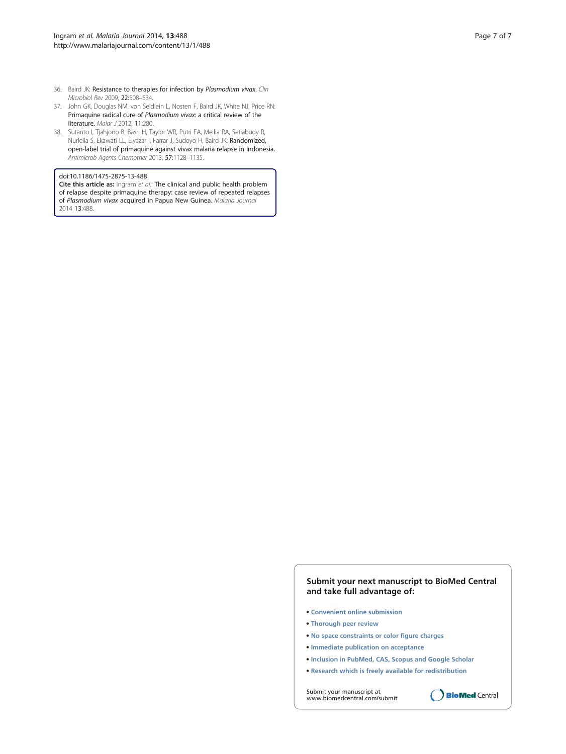36. Baird JK: **Resistance to therapies for infection by *Plasmodium vivax*.** *Clin Microbiol Rev* 2009, **22:**508–534.
37. John GK, Douglas NM, von Seidlein L, Nosten F, Baird JK, White NJ, Price RN: **Primaquine radical cure of *Plasmodium vivax*: a critical review of the literature.** *Malar J* 2012, **11:**280.
38. Sutanto I, Tjahjono B, Basri H, Taylor WR, Putri FA, Meilia RA, Setiabudy R, Nurleila S, Ekawati LL, Elyazar I, Farrar J, Sudoyo H, Baird JK: **Randomized, open-label trial of primaquine against vivax malaria relapse in Indonesia.** *Antimicrob Agents Chemother* 2013, **57:**1128–1135.

doi:10.1186/1475-2875-13-488
**Cite this article as:** Ingram *et al.*: The clinical and public health problem of relapse despite primaquine therapy: case review of repeated relapses of *Plasmodium vivax* acquired in Papua New Guinea. *Malaria Journal* 2014 **13**:488.

**Submit your next manuscript to BioMed Central and take full advantage of:**

- **Convenient online submission**
- **Thorough peer review**
- **No space constraints or color figure charges**
- **Immediate publication on acceptance**
- **Inclusion in PubMed, CAS, Scopus and Google Scholar**
- **Research which is freely available for redistribution**

Submit your manuscript at
www.biomedcentral.com/submit

BioMed Central